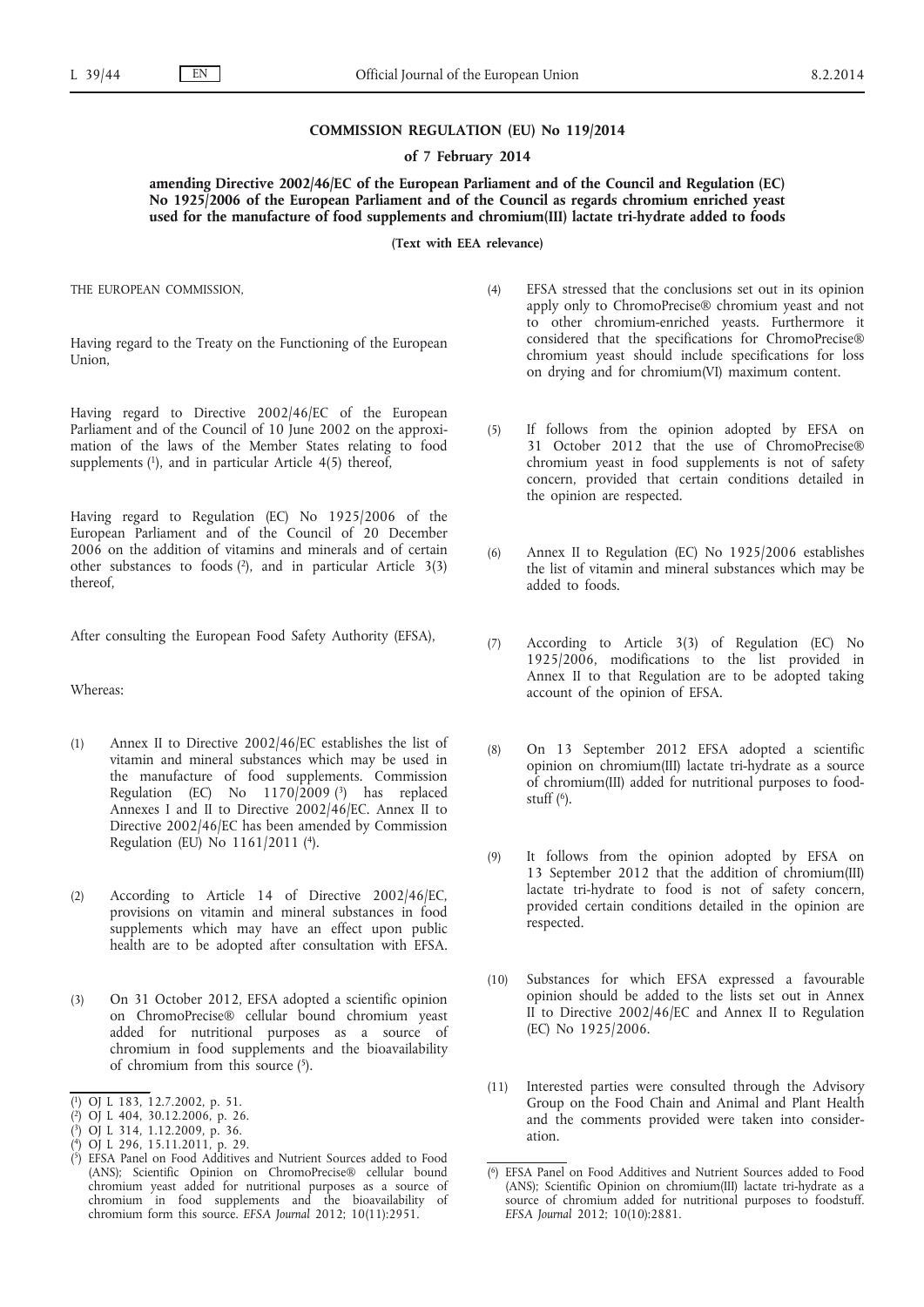# COMMISSION REGULATION (EU) No 119/2014

## of 7 February 2014

## amending Directive 2002/46/EC of the European Parliament and of the Council and Regulation (EC) No 1925/2006 of the European Parliament and of the Council as regards chromium enriched yeast used for the manufacture of food supplements and chromium(III) lactate tri-hydrate added to foods

**(Text with EEA relevance)**

THE EUROPEAN COMMISSION,

Having regard to the Treaty on the Functioning of the European Union,

Having regard to Directive 2002/46/EC of the European Parliament and of the Council of 10 June 2002 on the approximation of the laws of the Member States relating to food supplements [1], and in particular Article 4(5) thereof,

Having regard to Regulation (EC) No 1925/2006 of the European Parliament and of the Council of 20 December 2006 on the addition of vitamins and minerals and of certain other substances to foods [2], and in particular Article 3(3) thereof,

After consulting the European Food Safety Authority (EFSA),

Whereas:

(1) Annex II to Directive 2002/46/EC establishes the list of vitamin and mineral substances which may be used in the manufacture of food supplements. Commission Regulation (EC) No 1170/2009 [3] has replaced Annexes I and II to Directive 2002/46/EC. Annex II to Directive 2002/46/EC has been amended by Commission Regulation (EU) No 1161/2011 [4].

(2) According to Article 14 of Directive 2002/46/EC, provisions on vitamin and mineral substances in food supplements which may have an effect upon public health are to be adopted after consultation with EFSA.

(3) On 31 October 2012, EFSA adopted a scientific opinion on ChromoPrecise® cellular bound chromium yeast added for nutritional purposes as a source of chromium in food supplements and the bioavailability of chromium from this source [5].

(4) EFSA stressed that the conclusions set out in its opinion apply only to ChromoPrecise® chromium yeast and not to other chromium-enriched yeasts. Furthermore it considered that the specifications for ChromoPrecise® chromium yeast should include specifications for loss on drying and for chromium(VI) maximum content.

(5) If follows from the opinion adopted by EFSA on 31 October 2012 that the use of ChromoPrecise® chromium yeast in food supplements is not of safety concern, provided that certain conditions detailed in the opinion are respected.

(6) Annex II to Regulation (EC) No 1925/2006 establishes the list of vitamin and mineral substances which may be added to foods.

(7) According to Article 3(3) of Regulation (EC) No 1925/2006, modifications to the list provided in Annex II to that Regulation are to be adopted taking account of the opinion of EFSA.

(8) On 13 September 2012 EFSA adopted a scientific opinion on chromium(III) lactate tri-hydrate as a source of chromium(III) added for nutritional purposes to foodstuff [6].

(9) It follows from the opinion adopted by EFSA on 13 September 2012 that the addition of chromium(III) lactate tri-hydrate to food is not of safety concern, provided certain conditions detailed in the opinion are respected.

(10) Substances for which EFSA expressed a favourable opinion should be added to the lists set out in Annex II to Directive 2002/46/EC and Annex II to Regulation (EC) No 1925/2006.

(11) Interested parties were consulted through the Advisory Group on the Food Chain and Animal and Plant Health and the comments provided were taken into consideration.

---

[1] OJ L 183, 12.7.2002, p. 51.

[2] OJ L 404, 30.12.2006, p. 26.

[3] OJ L 314, 1.12.2009, p. 36.

[4] OJ L 296, 15.11.2011, p. 29.

[5] EFSA Panel on Food Additives and Nutrient Sources added to Food (ANS); Scientific Opinion on ChromoPrecise® cellular bound chromium yeast added for nutritional purposes as a source of chromium in food supplements and the bioavailability of chromium form this source. *EFSA Journal* 2012; 10(11):2951.

[6] EFSA Panel on Food Additives and Nutrient Sources added to Food (ANS); Scientific Opinion on chromium(III) lactate tri-hydrate as a source of chromium added for nutritional purposes to foodstuff. *EFSA Journal* 2012; 10(10):2881.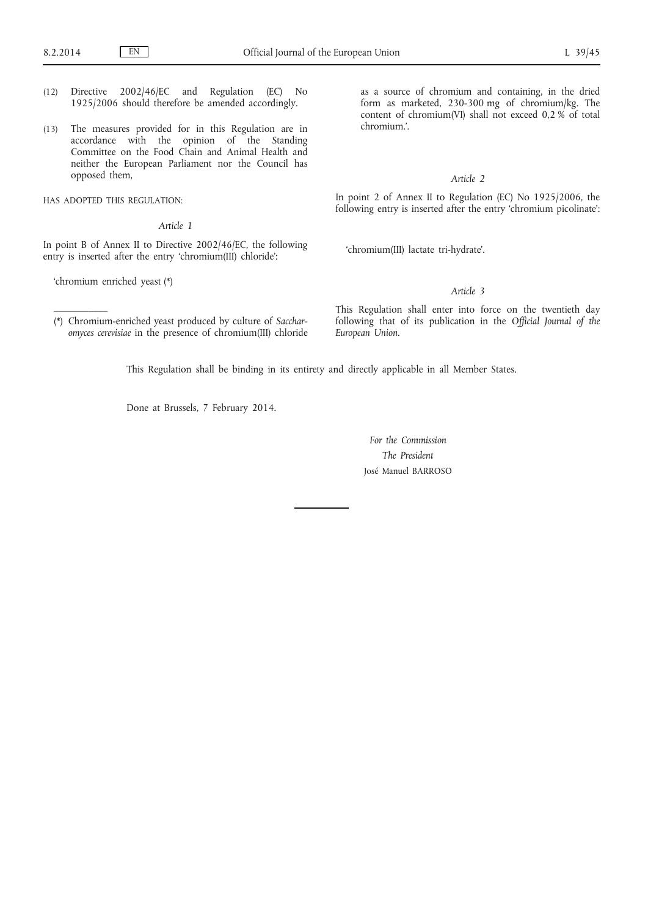(12) Directive 2002/46/EC and Regulation (EC) No 1925/2006 should therefore be amended accordingly.

(13) The measures provided for in this Regulation are in accordance with the opinion of the Standing Committee on the Food Chain and Animal Health and neither the European Parliament nor the Council has opposed them,

HAS ADOPTED THIS REGULATION:

*Article 1*

In point B of Annex II to Directive 2002/46/EC, the following entry is inserted after the entry 'chromium(III) chloride':

'chromium enriched yeast (*)

(*) Chromium-enriched yeast produced by culture of *Saccharomyces cerevisiae* in the presence of chromium(III) chloride as a source of chromium and containing, in the dried form as marketed, 230-300 mg of chromium/kg. The content of chromium(VI) shall not exceed 0,2 % of total chromium.'.

*Article 2*

In point 2 of Annex II to Regulation (EC) No 1925/2006, the following entry is inserted after the entry 'chromium picolinate':

'chromium(III) lactate tri-hydrate'.

*Article 3*

This Regulation shall enter into force on the twentieth day following that of its publication in the *Official Journal of the European Union*.

This Regulation shall be binding in its entirety and directly applicable in all Member States.

Done at Brussels, 7 February 2014.

*For the Commission*

*The President*

José Manuel BARROSO